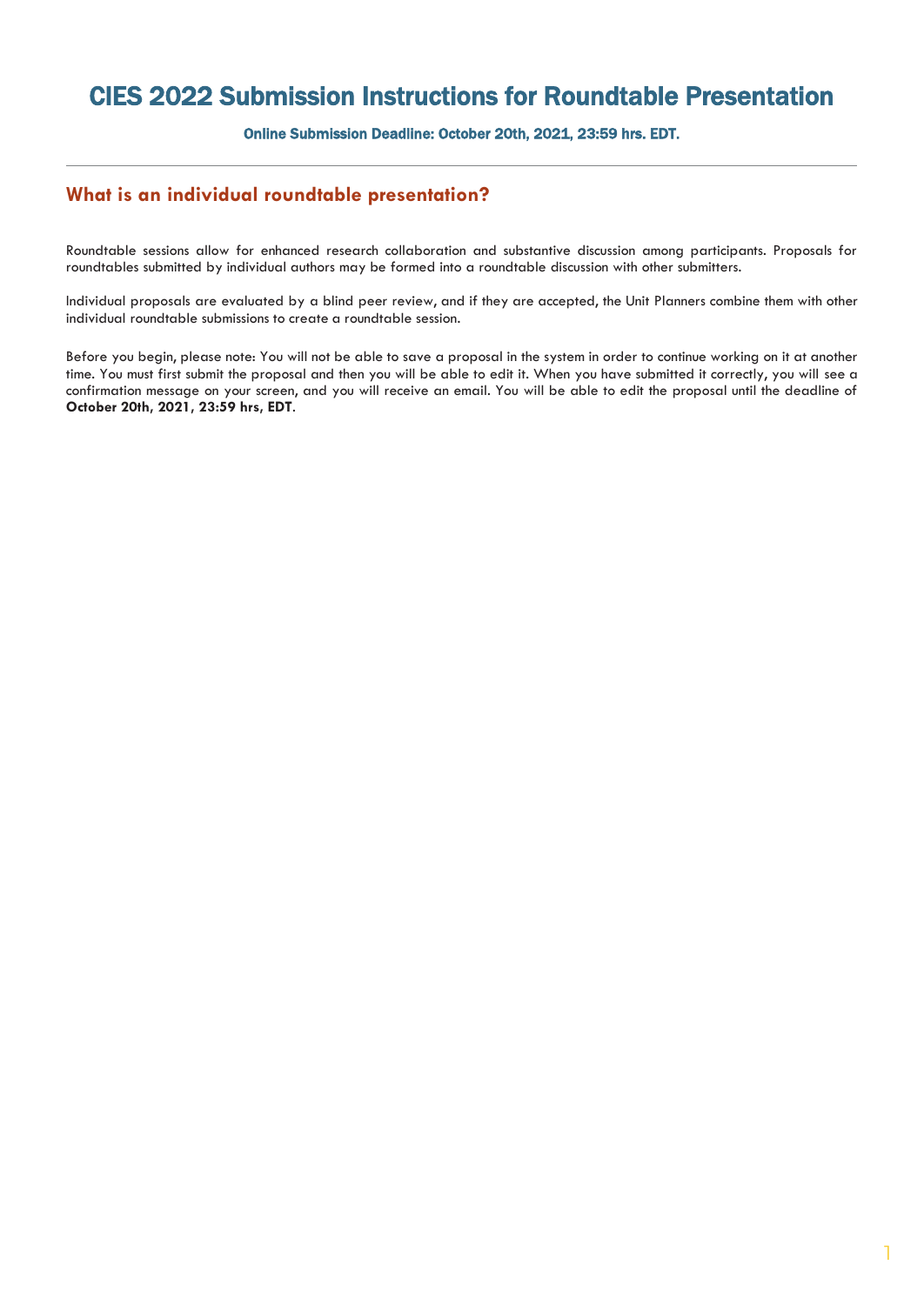# CIES 2022 Submission Instructions for Roundtable Presentation

**Online Submission Deadline: October 20th, 2021, 23:59 hrs. EDT.**

---

## What is an individual roundtable presentation?

Roundtable sessions allow for enhanced research collaboration and substantive discussion among participants. Proposals for roundtables submitted by individual authors may be formed into a roundtable discussion with other submitters.

Individual proposals are evaluated by a blind peer review, and if they are accepted, the Unit Planners combine them with other individual roundtable submissions to create a roundtable session.

Before you begin, please note: You will not be able to save a proposal in the system in order to continue working on it at another time. You must first submit the proposal and then you will be able to edit it. When you have submitted it correctly, you will see a confirmation message on your screen, and you will receive an email. You will be able to edit the proposal until the deadline of **October 20th, 2021, 23:59 hrs, EDT**.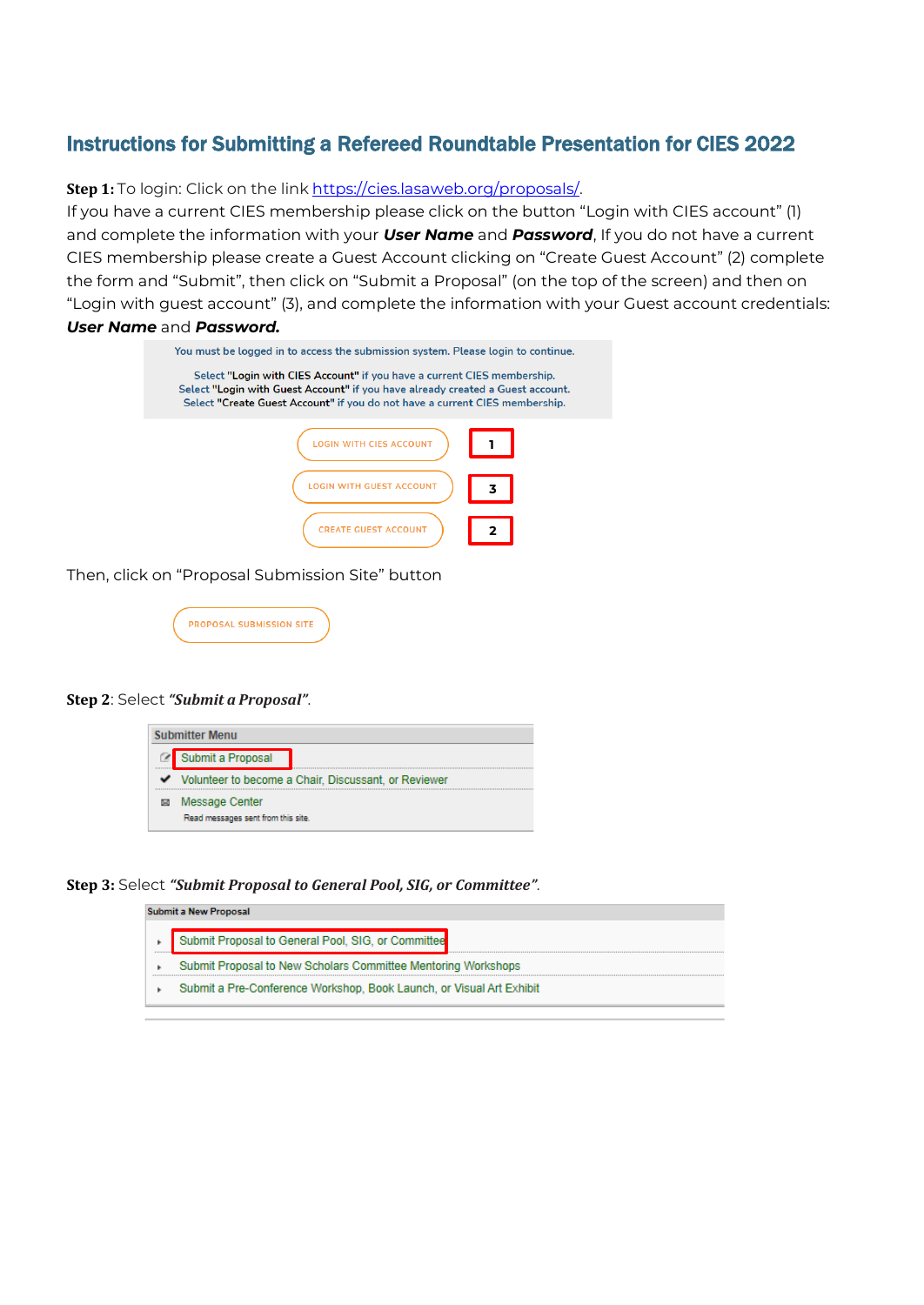## Instructions for Submitting a Refereed Roundtable Presentation for CIES 2022

**Step 1:** To login: Click on the link https://cies.lasaweb.org/proposals/.
If you have a current CIES membership please click on the button "Login with CIES account" (1) and complete the information with your ***User Name*** and ***Password***, If you do not have a current CIES membership please create a Guest Account clicking on "Create Guest Account" (2) complete the form and "Submit", then click on "Submit a Proposal" (on the top of the screen) and then on "Login with guest account" (3), and complete the information with your Guest account credentials: ***User Name*** and ***Password.***

You must be logged in to access the submission system. Please login to continue.

Select **"Login with CIES Account"** if you have a current CIES membership.
Select **"Login with Guest Account"** if you have already created a Guest account.
Select **"Create Guest Account"** if you do not have a current CIES membership.

LOGIN WITH CIES ACCOUNT — 1

LOGIN WITH GUEST ACCOUNT — 3

CREATE GUEST ACCOUNT — 2

Then, click on "Proposal Submission Site" button

PROPOSAL SUBMISSION SITE

**Step 2**: Select ***"Submit a Proposal"***.

**Submitter Menu**

- Submit a Proposal
- Volunteer to become a Chair, Discussant, or Reviewer
- Message Center
  Read messages sent from this site.

**Step 3:** Select ***"Submit Proposal to General Pool, SIG, or Committee"***.

**Submit a New Proposal**

- Submit Proposal to General Pool, SIG, or Committee
- Submit Proposal to New Scholars Committee Mentoring Workshops
- Submit a Pre-Conference Workshop, Book Launch, or Visual Art Exhibit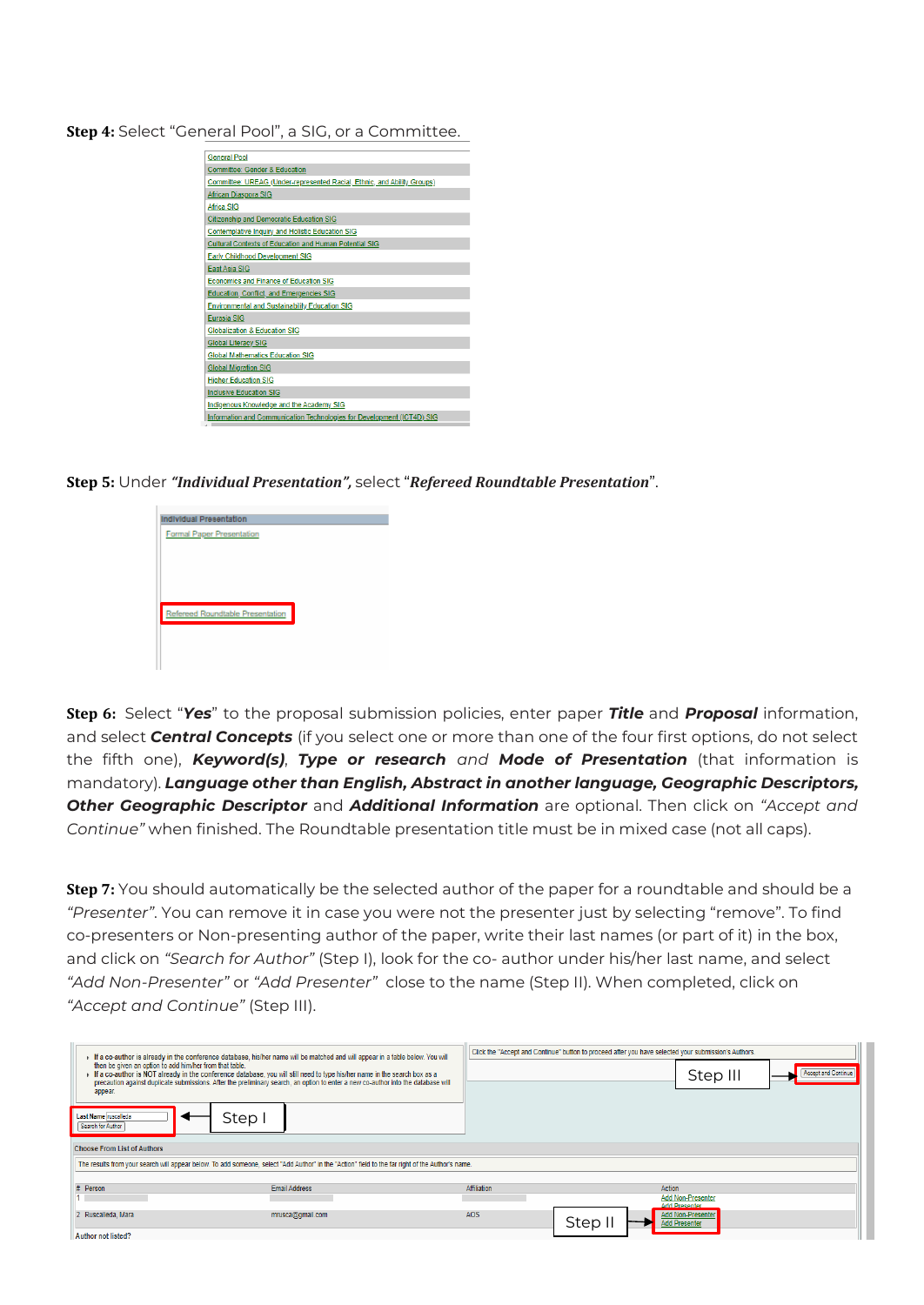**Step 4:** Select "General Pool", a SIG, or a Committee.

| General Pool |
|---|
| Committee: Gender & Education |
| Committee: UREAG (Under-represented Racial, Ethnic, and Ability Groups) |
| African Diaspora SIG |
| Africa SIG |
| Citizenship and Democratic Education SIG |
| Contemplative Inquiry and Holistic Education SIG |
| Cultural Contexts of Education and Human Potential SIG |
| Early Childhood Development SIG |
| East Asia SIG |
| Economics and Finance of Education SIG |
| Education, Conflict, and Emergencies SIG |
| Environmental and Sustainability Education SIG |
| Eurasia SIG |
| Globalization & Education SIG |
| Global Literacy SIG |
| Global Mathematics Education SIG |
| Global Migration SIG |
| Higher Education SIG |
| Inclusive Education SIG |
| Indigenous Knowledge and the Academy SIG |
| Information and Communication Technologies for Development (ICT4D) SIG |

**Step 5:** Under ***"Individual Presentation",*** select "***Refereed Roundtable Presentation***".

Individual Presentation

- Formal Paper Presentation
- Refereed Roundtable Presentation

**Step 6:** Select "***Yes***" to the proposal submission policies, enter paper ***Title*** and ***Proposal*** information, and select ***Central Concepts*** (if you select one or more than one of the four first options, do not select the fifth one), ***Keyword(s)***, ***Type or research*** *and* ***Mode of Presentation*** (that information is mandatory). ***Language other than English, Abstract in another language, Geographic Descriptors, Other Geographic Descriptor*** and ***Additional Information*** are optional. Then click on *"Accept and Continue"* when finished. The Roundtable presentation title must be in mixed case (not all caps).

**Step 7:** You should automatically be the selected author of the paper for a roundtable and should be a *"Presenter"*. You can remove it in case you were not the presenter just by selecting "remove". To find co-presenters or Non-presenting author of the paper, write their last names (or part of it) in the box, and click on *"Search for Author"* (Step I), look for the co- author under his/her last name, and select *"Add Non-Presenter"* or *"Add Presenter"* close to the name (Step II). When completed, click on *"Accept and Continue"* (Step III).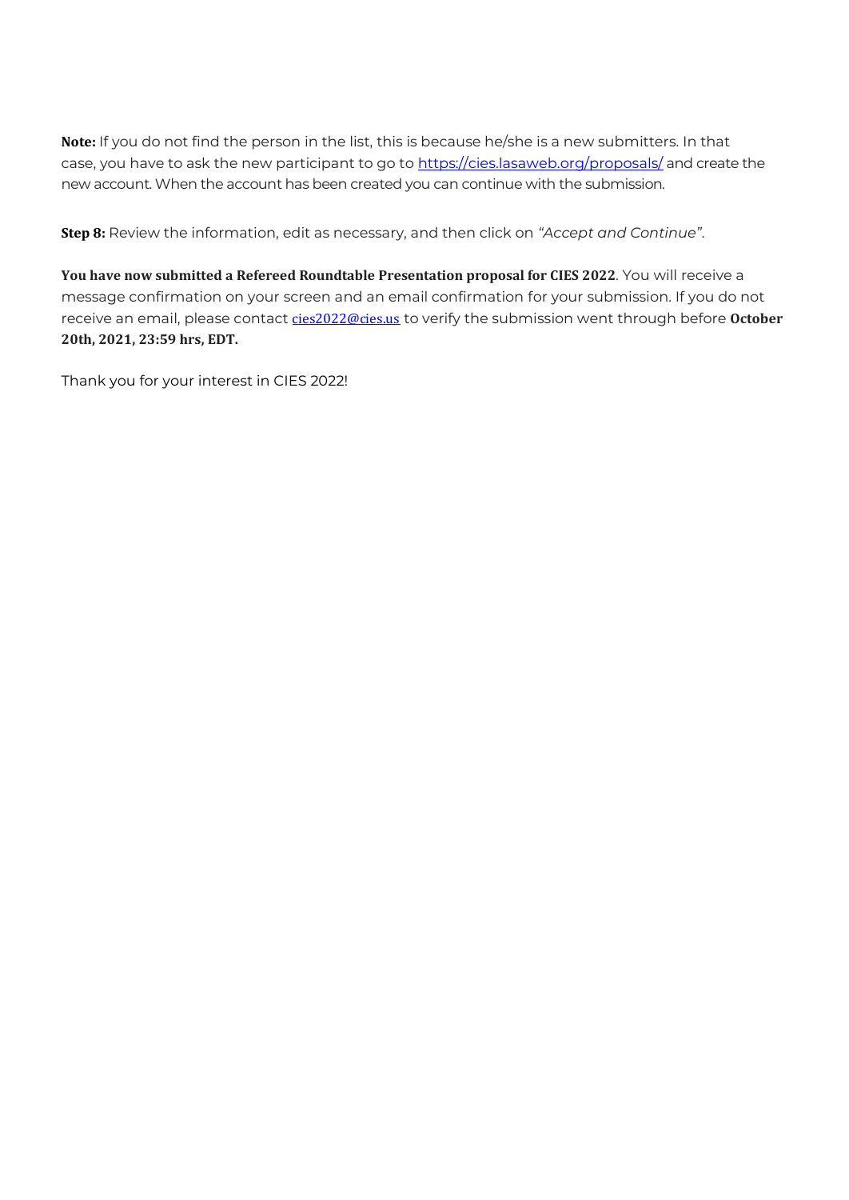**Note:** If you do not find the person in the list, this is because he/she is a new submitters. In that case, you have to ask the new participant to go to [https://cies.lasaweb.org/proposals/](https://cies.lasaweb.org/proposals/) and create the new account. When the account has been created you can continue with the submission.

**Step 8:** Review the information, edit as necessary, and then click on *"Accept and Continue"*.

**You have now submitted a Refereed Roundtable Presentation proposal for CIES 2022**. You will receive a message confirmation on your screen and an email confirmation for your submission. If you do not receive an email, please contact [cies2022@cies.us](mailto:cies2022@cies.us) to verify the submission went through before **October 20th, 2021, 23:59 hrs, EDT.**

Thank you for your interest in CIES 2022!